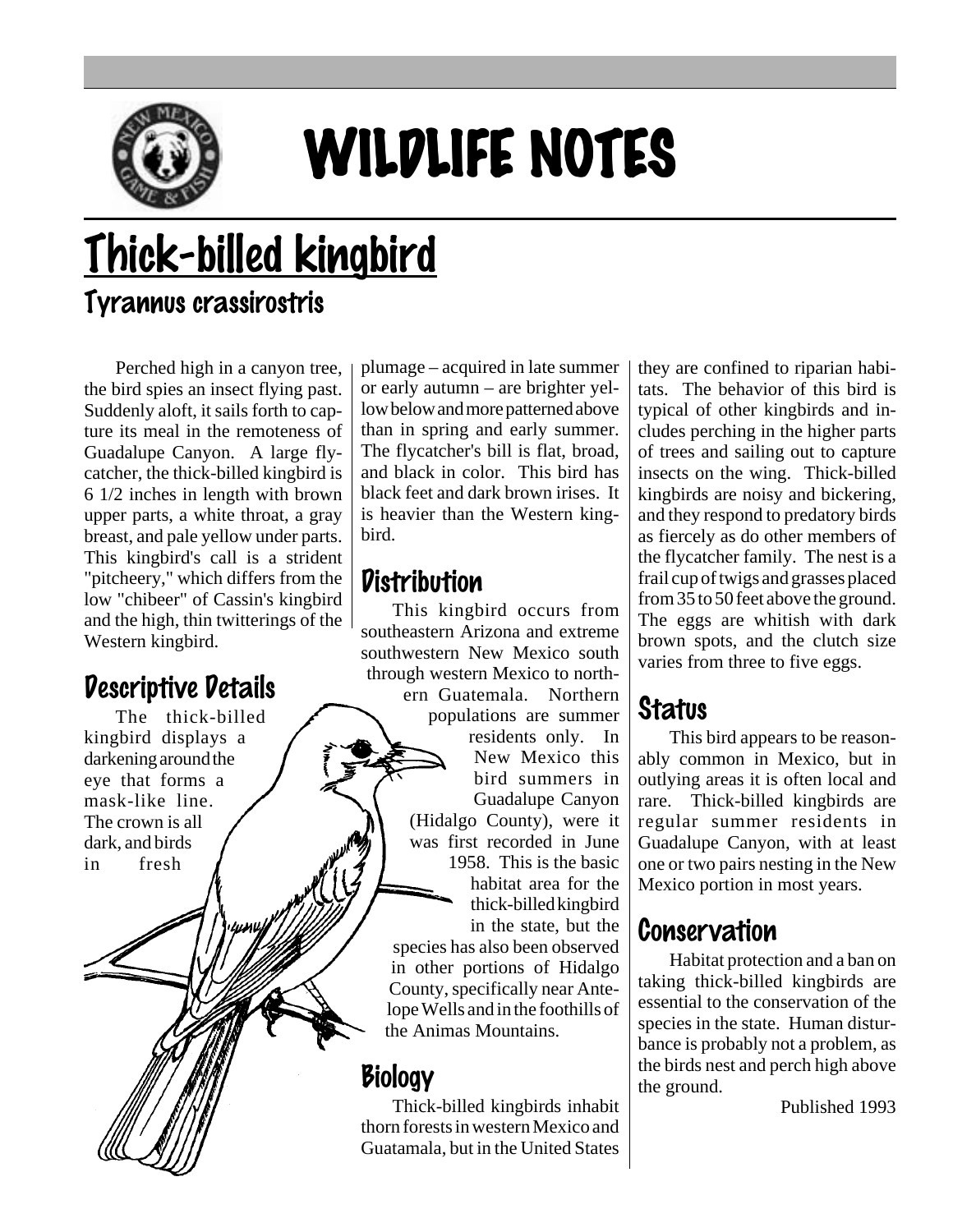# WILDLIFE NOTES

# Thick-billed kingbird

## Tyrannus crassirostris

Perched high in a canyon tree, the bird spies an insect flying past. Suddenly aloft, it sails forth to capture its meal in the remoteness of Guadalupe Canyon. A large flycatcher, the thick-billed kingbird is 6 1/2 inches in length with brown upper parts, a white throat, a gray breast, and pale yellow under parts. This kingbird's call is a strident "pitcheery," which differs from the low "chibeer" of Cassin's kingbird and the high, thin twitterings of the Western kingbird.

## Descriptive Details

The thick-billed kingbird displays a darkening around the eye that forms a mask-like line. The crown is all dark, and birds in fresh plumage – acquired in late summer or early autumn – are brighter yellow below and more patterned above than in spring and early summer. The flycatcher's bill is flat, broad, and black in color. This bird has black feet and dark brown irises. It is heavier than the Western kingbird.

## Distribution

This kingbird occurs from southeastern Arizona and extreme southwestern New Mexico south through western Mexico to northern Guatemala. Northern populations are summer residents only. In New Mexico this bird summers in Guadalupe Canyon (Hidalgo County), were it was first recorded in June 1958. This is the basic habitat area for the thick-billed kingbird in the state, but the species has also been observed in other portions of Hidalgo County, specifically near Antelope Wells and in the foothills of the Animas Mountains.

## Biology

Thick-billed kingbirds inhabit thorn forests in western Mexico and Guatamala, but in the United States they are confined to riparian habitats. The behavior of this bird is typical of other kingbirds and includes perching in the higher parts of trees and sailing out to capture insects on the wing. Thick-billed kingbirds are noisy and bickering, and they respond to predatory birds as fiercely as do other members of the flycatcher family. The nest is a frail cup of twigs and grasses placed from 35 to 50 feet above the ground. The eggs are whitish with dark brown spots, and the clutch size varies from three to five eggs.

## Status

This bird appears to be reasonably common in Mexico, but in outlying areas it is often local and rare. Thick-billed kingbirds are regular summer residents in Guadalupe Canyon, with at least one or two pairs nesting in the New Mexico portion in most years.

## Conservation

Habitat protection and a ban on taking thick-billed kingbirds are essential to the conservation of the species in the state. Human disturbance is probably not a problem, as the birds nest and perch high above the ground.

Published 1993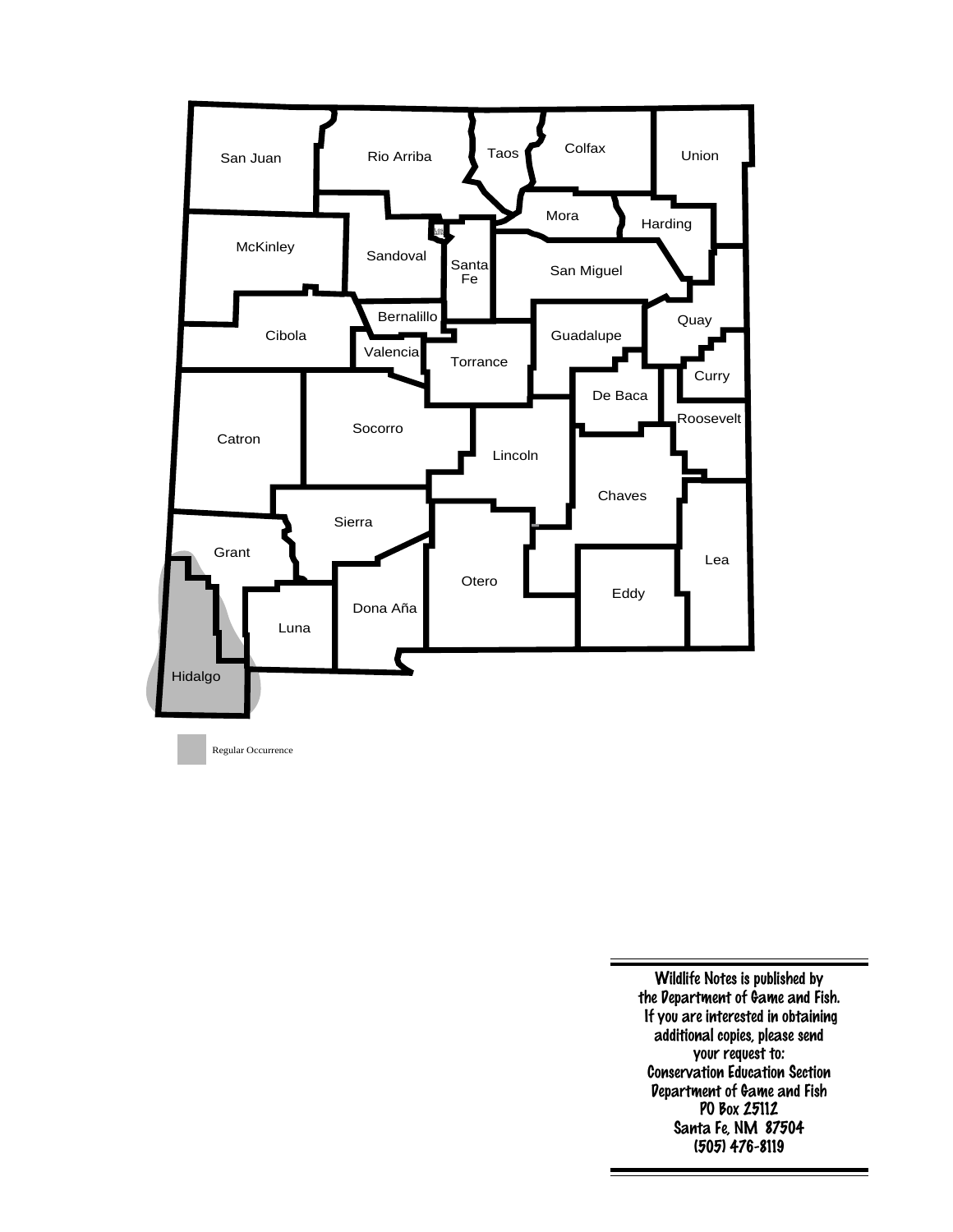San Juan
Rio Arriba
Taos
Colfax
Union
Mora
Harding
McKinley
Sandoval
Santa Fe
San Miguel
Bernalillo
Quay
Cibola
Guadalupe
Valencia
Torrance
Curry
De Baca
Roosevelt
Socorro
Catron
Lincoln
Chaves
Sierra
Grant
Lea
Otero
Eddy
Dona Aña
Luna
Hidalgo

Regular Occurrence

---

Wildlife Notes is published by the Department of Game and Fish. If you are interested in obtaining additional copies, please send your request to:
Conservation Education Section
Department of Game and Fish
PO Box 25112
Santa Fe, NM 87504
(505) 476-8119

---